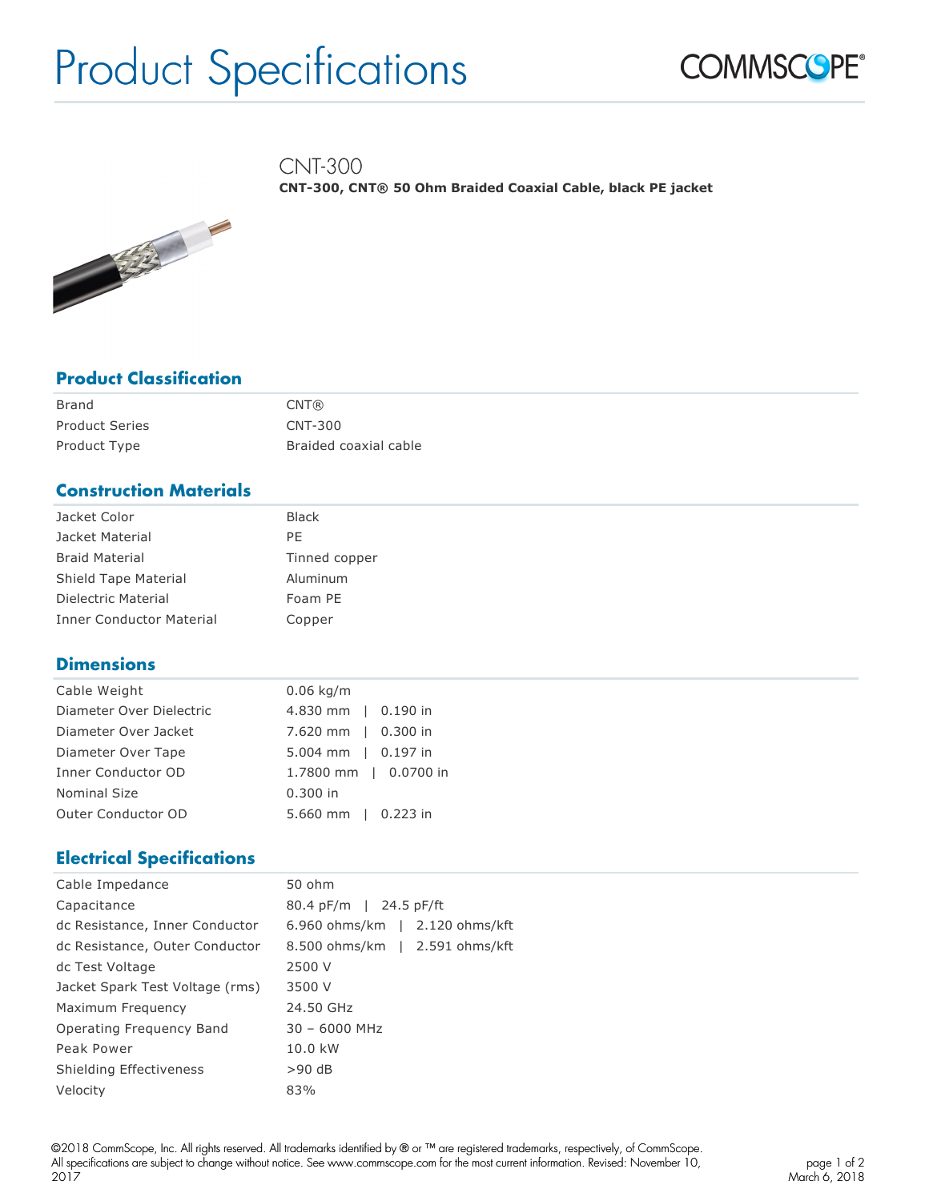# Product Specifications

## CNT-300

**CNT-300, CNT® 50 Ohm Braided Coaxial Cable, black PE jacket**

## Product Classification

| | |
|---|---|
| Brand | CNT® |
| Product Series | CNT-300 |
| Product Type | Braided coaxial cable |

## Construction Materials

| | |
|---|---|
| Jacket Color | Black |
| Jacket Material | PE |
| Braid Material | Tinned copper |
| Shield Tape Material | Aluminum |
| Dielectric Material | Foam PE |
| Inner Conductor Material | Copper |

## Dimensions

| | |
|---|---|
| Cable Weight | 0.06 kg/m |
| Diameter Over Dielectric | 4.830 mm \| 0.190 in |
| Diameter Over Jacket | 7.620 mm \| 0.300 in |
| Diameter Over Tape | 5.004 mm \| 0.197 in |
| Inner Conductor OD | 1.7800 mm \| 0.0700 in |
| Nominal Size | 0.300 in |
| Outer Conductor OD | 5.660 mm \| 0.223 in |

## Electrical Specifications

| | |
|---|---|
| Cable Impedance | 50 ohm |
| Capacitance | 80.4 pF/m \| 24.5 pF/ft |
| dc Resistance, Inner Conductor | 6.960 ohms/km \| 2.120 ohms/kft |
| dc Resistance, Outer Conductor | 8.500 ohms/km \| 2.591 ohms/kft |
| dc Test Voltage | 2500 V |
| Jacket Spark Test Voltage (rms) | 3500 V |
| Maximum Frequency | 24.50 GHz |
| Operating Frequency Band | 30 – 6000 MHz |
| Peak Power | 10.0 kW |
| Shielding Effectiveness | >90 dB |
| Velocity | 83% |

©2018 CommScope, Inc. All rights reserved. All trademarks identified by ® or ™ are registered trademarks, respectively, of CommScope. All specifications are subject to change without notice. See www.commscope.com for the most current information. Revised: November 10, 2017

March 6, 2018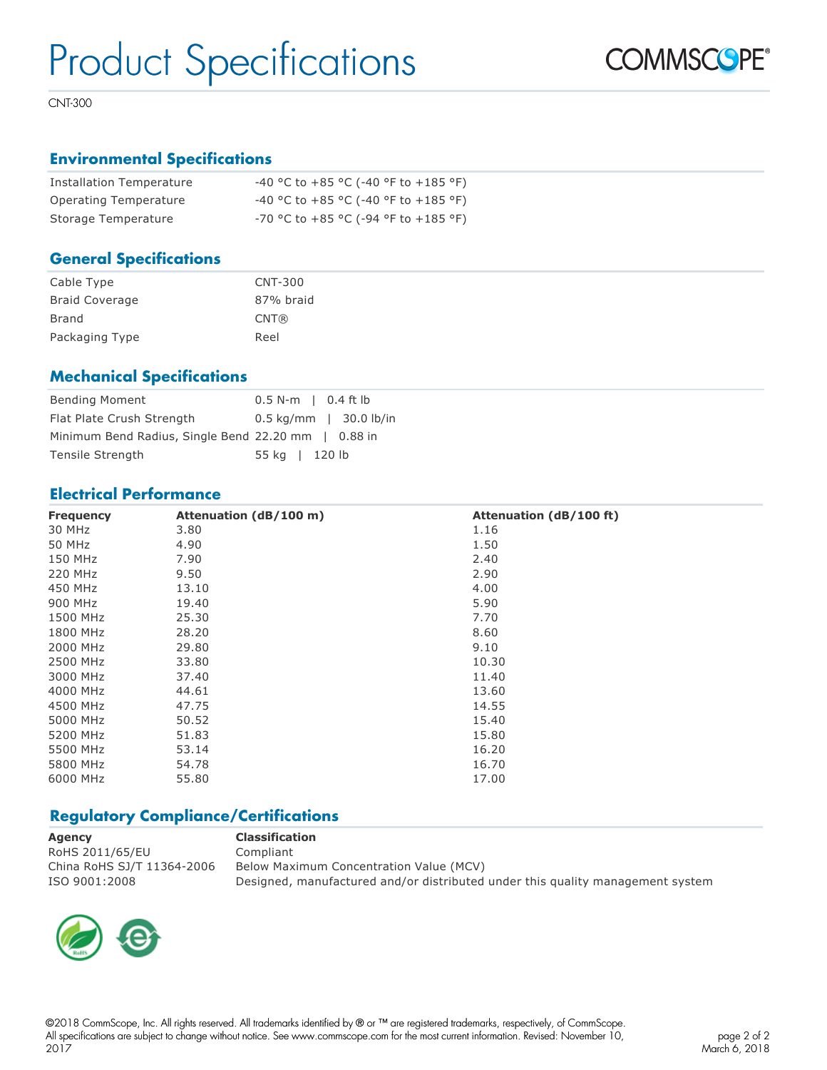# Product Specifications

CNT-300

## Environmental Specifications

| | |
|---|---|
| Installation Temperature | -40 °C to +85 °C (-40 °F to +185 °F) |
| Operating Temperature | -40 °C to +85 °C (-40 °F to +185 °F) |
| Storage Temperature | -70 °C to +85 °C (-94 °F to +185 °F) |

## General Specifications

| | |
|---|---|
| Cable Type | CNT-300 |
| Braid Coverage | 87% braid |
| Brand | CNT® |
| Packaging Type | Reel |

## Mechanical Specifications

| | |
|---|---|
| Bending Moment | 0.5 N-m \| 0.4 ft lb |
| Flat Plate Crush Strength | 0.5 kg/mm \| 30.0 lb/in |
| Minimum Bend Radius, Single Bend | 22.20 mm \| 0.88 in |
| Tensile Strength | 55 kg \| 120 lb |

## Electrical Performance

| Frequency | Attenuation (dB/100 m) | Attenuation (dB/100 ft) |
|---|---|---|
| 30 MHz | 3.80 | 1.16 |
| 50 MHz | 4.90 | 1.50 |
| 150 MHz | 7.90 | 2.40 |
| 220 MHz | 9.50 | 2.90 |
| 450 MHz | 13.10 | 4.00 |
| 900 MHz | 19.40 | 5.90 |
| 1500 MHz | 25.30 | 7.70 |
| 1800 MHz | 28.20 | 8.60 |
| 2000 MHz | 29.80 | 9.10 |
| 2500 MHz | 33.80 | 10.30 |
| 3000 MHz | 37.40 | 11.40 |
| 4000 MHz | 44.61 | 13.60 |
| 4500 MHz | 47.75 | 14.55 |
| 5000 MHz | 50.52 | 15.40 |
| 5200 MHz | 51.83 | 15.80 |
| 5500 MHz | 53.14 | 16.20 |
| 5800 MHz | 54.78 | 16.70 |
| 6000 MHz | 55.80 | 17.00 |

## Regulatory Compliance/Certifications

| Agency | Classification |
|---|---|
| RoHS 2011/65/EU | Compliant |
| China RoHS SJ/T 11364-2006 | Below Maximum Concentration Value (MCV) |
| ISO 9001:2008 | Designed, manufactured and/or distributed under this quality management system |

©2018 CommScope, Inc. All rights reserved. All trademarks identified by ® or ™ are registered trademarks, respectively, of CommScope. All specifications are subject to change without notice. See www.commscope.com for the most current information. Revised: November 10, 2017

March 6, 2018